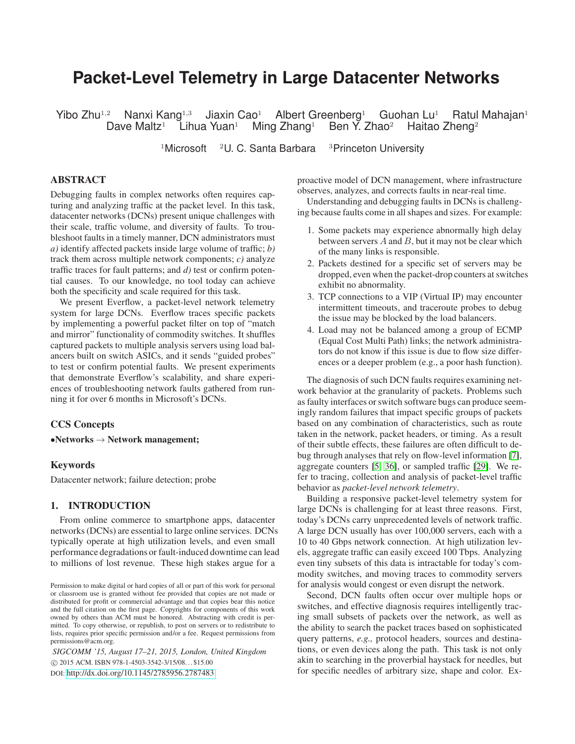# Packet-Level Telemetry in Large Datacenter Networks

Yibo Zhu[1,2] Nanxi Kang[1,3] Jiaxin Cao[1] Albert Greenberg[1] Guohan Lu[1] Ratul Mahajan[1] Dave Maltz[1] Lihua Yuan[1] Ming Zhang[1] Ben Y. Zhao[2] Haitao Zheng[2]

[1]Microsoft [2]U. C. Santa Barbara [3]Princeton University

## ABSTRACT

Debugging faults in complex networks often requires capturing and analyzing traffic at the packet level. In this task, datacenter networks (DCNs) present unique challenges with their scale, traffic volume, and diversity of faults. To troubleshoot faults in a timely manner, DCN administrators must *a)* identify affected packets inside large volume of traffic; *b)* track them across multiple network components; *c)* analyze traffic traces for fault patterns; and *d)* test or confirm potential causes. To our knowledge, no tool today can achieve both the specificity and scale required for this task.

We present Everflow, a packet-level network telemetry system for large DCNs. Everflow traces specific packets by implementing a powerful packet filter on top of "match and mirror" functionality of commodity switches. It shuffles captured packets to multiple analysis servers using load balancers built on switch ASICs, and it sends "guided probes" to test or confirm potential faults. We present experiments that demonstrate Everflow's scalability, and share experiences of troubleshooting network faults gathered from running it for over 6 months in Microsoft's DCNs.

### CCS Concepts

•**Networks** → **Network management;**

### Keywords

Datacenter network; failure detection; probe

## 1. INTRODUCTION

From online commerce to smartphone apps, datacenter networks (DCNs) are essential to large online services. DCNs typically operate at high utilization levels, and even small performance degradations or fault-induced downtime can lead to millions of lost revenue. These high stakes argue for a proactive model of DCN management, where infrastructure observes, analyzes, and corrects faults in near-real time.

Understanding and debugging faults in DCNs is challenging because faults come in all shapes and sizes. For example:

1. Some packets may experience abnormally high delay between servers $A$ and $B$, but it may not be clear which of the many links is responsible.
2. Packets destined for a specific set of servers may be dropped, even when the packet-drop counters at switches exhibit no abnormality.
3. TCP connections to a VIP (Virtual IP) may encounter intermittent timeouts, and traceroute probes to debug the issue may be blocked by the load balancers.
4. Load may not be balanced among a group of ECMP (Equal Cost Multi Path) links; the network administrators do not know if this issue is due to flow size differences or a deeper problem (e.g., a poor hash function).

The diagnosis of such DCN faults requires examining network behavior at the granularity of packets. Problems such as faulty interfaces or switch software bugs can produce seemingly random failures that impact specific groups of packets based on any combination of characteristics, such as route taken in the network, packet headers, or timing. As a result of their subtle effects, these failures are often difficult to debug through analyses that rely on flow-level information [7], aggregate counters [5, 36], or sampled traffic [29]. We refer to tracing, collection and analysis of packet-level traffic behavior as *packet-level network telemetry*.

Building a responsive packet-level telemetry system for large DCNs is challenging for at least three reasons. First, today's DCNs carry unprecedented levels of network traffic. A large DCN usually has over 100,000 servers, each with a 10 to 40 Gbps network connection. At high utilization levels, aggregate traffic can easily exceed 100 Tbps. Analyzing even tiny subsets of this data is intractable for today's commodity switches, and moving traces to commodity servers for analysis would congest or even disrupt the network.

Second, DCN faults often occur over multiple hops or switches, and effective diagnosis requires intelligently tracing small subsets of packets over the network, as well as the ability to search the packet traces based on sophisticated query patterns, *e.g.,* protocol headers, sources and destinations, or even devices along the path. This task is not only akin to searching in the proverbial haystack for needles, but for specific needles of arbitrary size, shape and color. Ex-

Permission to make digital or hard copies of all or part of this work for personal or classroom use is granted without fee provided that copies are not made or distributed for profit or commercial advantage and that copies bear this notice and the full citation on the first page. Copyrights for components of this work owned by others than ACM must be honored. Abstracting with credit is permitted. To copy otherwise, or republish, to post on servers or to redistribute to lists, requires prior specific permission and/or a fee. Request permissions from permissions@acm.org.

*SIGCOMM '15, August 17–21, 2015, London, United Kingdom*
© 2015 ACM. ISBN 978-1-4503-3542-3/15/08...$15.00
DOI: http://dx.doi.org/10.1145/2785956.2787483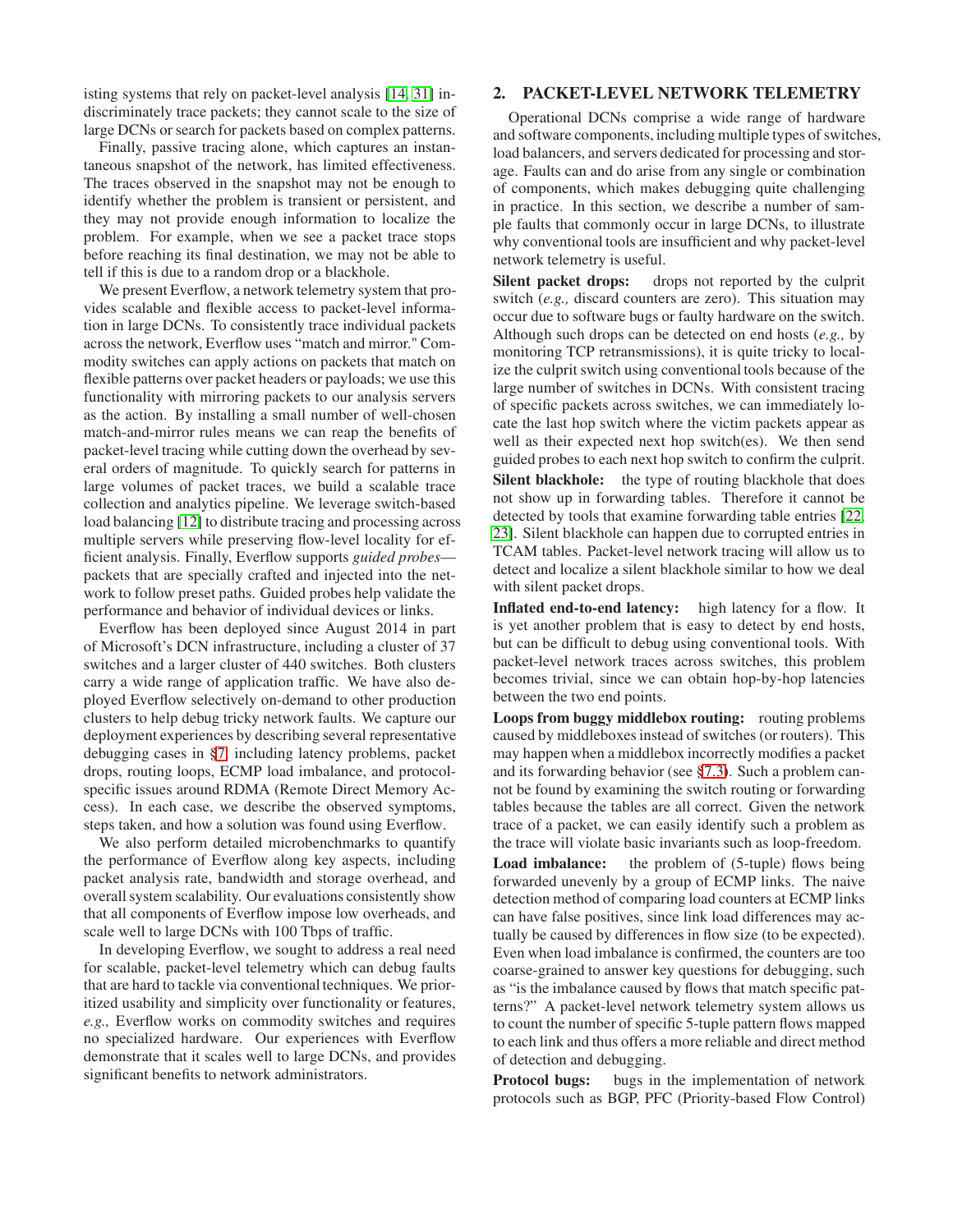isting systems that rely on packet-level analysis [14, 31] indiscriminately trace packets; they cannot scale to the size of large DCNs or search for packets based on complex patterns.

Finally, passive tracing alone, which captures an instantaneous snapshot of the network, has limited effectiveness. The traces observed in the snapshot may not be enough to identify whether the problem is transient or persistent, and they may not provide enough information to localize the problem. For example, when we see a packet trace stops before reaching its final destination, we may not be able to tell if this is due to a random drop or a blackhole.

We present Everflow, a network telemetry system that provides scalable and flexible access to packet-level information in large DCNs. To consistently trace individual packets across the network, Everflow uses "match and mirror." Commodity switches can apply actions on packets that match on flexible patterns over packet headers or payloads; we use this functionality with mirroring packets to our analysis servers as the action. By installing a small number of well-chosen match-and-mirror rules means we can reap the benefits of packet-level tracing while cutting down the overhead by several orders of magnitude. To quickly search for patterns in large volumes of packet traces, we build a scalable trace collection and analytics pipeline. We leverage switch-based load balancing [12] to distribute tracing and processing across multiple servers while preserving flow-level locality for efficient analysis. Finally, Everflow supports *guided probes*—packets that are specially crafted and injected into the network to follow preset paths. Guided probes help validate the performance and behavior of individual devices or links.

Everflow has been deployed since August 2014 in part of Microsoft's DCN infrastructure, including a cluster of 37 switches and a larger cluster of 440 switches. Both clusters carry a wide range of application traffic. We have also deployed Everflow selectively on-demand to other production clusters to help debug tricky network faults. We capture our deployment experiences by describing several representative debugging cases in §7, including latency problems, packet drops, routing loops, ECMP load imbalance, and protocol-specific issues around RDMA (Remote Direct Memory Access). In each case, we describe the observed symptoms, steps taken, and how a solution was found using Everflow.

We also perform detailed microbenchmarks to quantify the performance of Everflow along key aspects, including packet analysis rate, bandwidth and storage overhead, and overall system scalability. Our evaluations consistently show that all components of Everflow impose low overheads, and scale well to large DCNs with 100 Tbps of traffic.

In developing Everflow, we sought to address a real need for scalable, packet-level telemetry which can debug faults that are hard to tackle via conventional techniques. We prioritized usability and simplicity over functionality or features, *e.g.,* Everflow works on commodity switches and requires no specialized hardware. Our experiences with Everflow demonstrate that it scales well to large DCNs, and provides significant benefits to network administrators.

## 2. PACKET-LEVEL NETWORK TELEMETRY

Operational DCNs comprise a wide range of hardware and software components, including multiple types of switches, load balancers, and servers dedicated for processing and storage. Faults can and do arise from any single or combination of components, which makes debugging quite challenging in practice. In this section, we describe a number of sample faults that commonly occur in large DCNs, to illustrate why conventional tools are insufficient and why packet-level network telemetry is useful.

**Silent packet drops:** drops not reported by the culprit switch (*e.g.,* discard counters are zero). This situation may occur due to software bugs or faulty hardware on the switch. Although such drops can be detected on end hosts (*e.g.,* by monitoring TCP retransmissions), it is quite tricky to localize the culprit switch using conventional tools because of the large number of switches in DCNs. With consistent tracing of specific packets across switches, we can immediately locate the last hop switch where the victim packets appear as well as their expected next hop switch(es). We then send guided probes to each next hop switch to confirm the culprit.

**Silent blackhole:** the type of routing blackhole that does not show up in forwarding tables. Therefore it cannot be detected by tools that examine forwarding table entries [22, 23]. Silent blackhole can happen due to corrupted entries in TCAM tables. Packet-level network tracing will allow us to detect and localize a silent blackhole similar to how we deal with silent packet drops.

**Inflated end-to-end latency:** high latency for a flow. It is yet another problem that is easy to detect by end hosts, but can be difficult to debug using conventional tools. With packet-level network traces across switches, this problem becomes trivial, since we can obtain hop-by-hop latencies between the two end points.

**Loops from buggy middlebox routing:** routing problems caused by middleboxes instead of switches (or routers). This may happen when a middlebox incorrectly modifies a packet and its forwarding behavior (see §7.3). Such a problem cannot be found by examining the switch routing or forwarding tables because the tables are all correct. Given the network trace of a packet, we can easily identify such a problem as the trace will violate basic invariants such as loop-freedom.

**Load imbalance:** the problem of (5-tuple) flows being forwarded unevenly by a group of ECMP links. The naive detection method of comparing load counters at ECMP links can have false positives, since link load differences may actually be caused by differences in flow size (to be expected). Even when load imbalance is confirmed, the counters are too coarse-grained to answer key questions for debugging, such as "is the imbalance caused by flows that match specific patterns?" A packet-level network telemetry system allows us to count the number of specific 5-tuple pattern flows mapped to each link and thus offers a more reliable and direct method of detection and debugging.

**Protocol bugs:** bugs in the implementation of network protocols such as BGP, PFC (Priority-based Flow Control)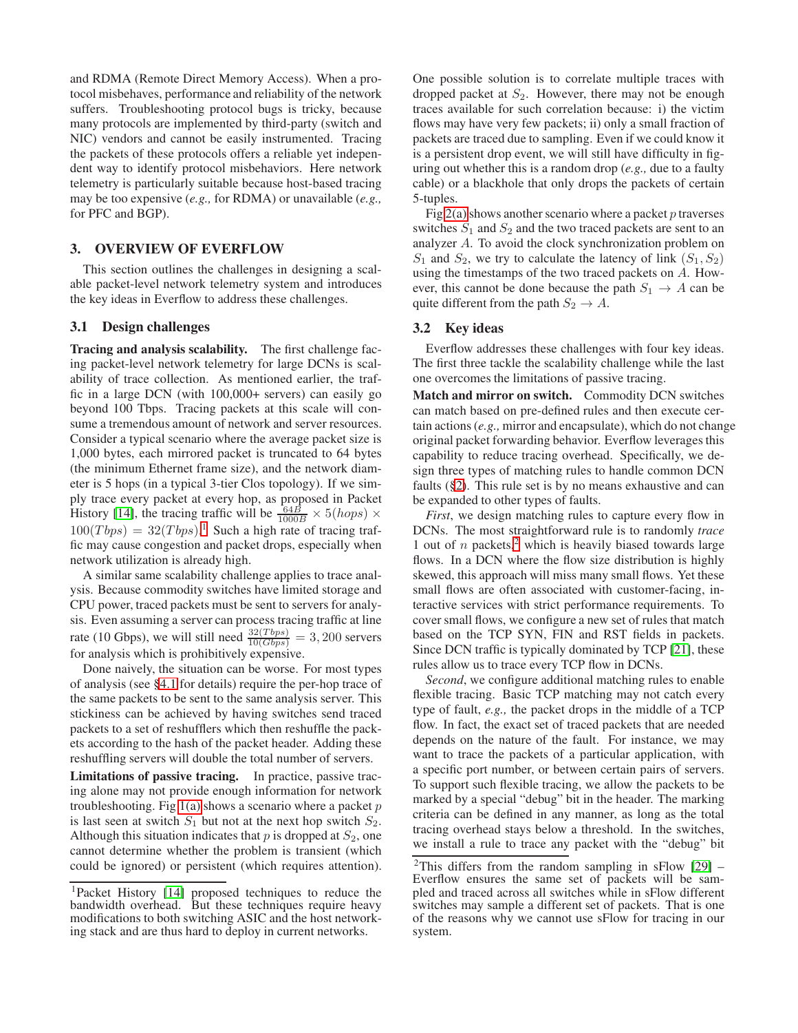and RDMA (Remote Direct Memory Access). When a protocol misbehaves, performance and reliability of the network suffers. Troubleshooting protocol bugs is tricky, because many protocols are implemented by third-party (switch and NIC) vendors and cannot be easily instrumented. Tracing the packets of these protocols offers a reliable yet independent way to identify protocol misbehaviors. Here network telemetry is particularly suitable because host-based tracing may be too expensive (*e.g.,* for RDMA) or unavailable (*e.g.,* for PFC and BGP).

## 3. OVERVIEW OF EVERFLOW

This section outlines the challenges in designing a scalable packet-level network telemetry system and introduces the key ideas in Everflow to address these challenges.

### 3.1 Design challenges

**Tracing and analysis scalability.** The first challenge facing packet-level network telemetry for large DCNs is scalability of trace collection. As mentioned earlier, the traffic in a large DCN (with 100,000+ servers) can easily go beyond 100 Tbps. Tracing packets at this scale will consume a tremendous amount of network and server resources. Consider a typical scenario where the average packet size is 1,000 bytes, each mirrored packet is truncated to 64 bytes (the minimum Ethernet frame size), and the network diameter is 5 hops (in a typical 3-tier Clos topology). If we simply trace every packet at every hop, as proposed in Packet History [14], the tracing traffic will be $\frac{64B}{1000B} \times 5(hops) \times 100(Tbps) = 32(Tbps)$.[1] Such a high rate of tracing traffic may cause congestion and packet drops, especially when network utilization is already high.

A similar same scalability challenge applies to trace analysis. Because commodity switches have limited storage and CPU power, traced packets must be sent to servers for analysis. Even assuming a server can process tracing traffic at line rate (10 Gbps), we will still need $\frac{32(Tbps)}{10(Gbps)} = 3,200$ servers for analysis which is prohibitively expensive.

Done naively, the situation can be worse. For most types of analysis (see §4.1 for details) require the per-hop trace of the same packets to be sent to the same analysis server. This stickiness can be achieved by having switches send traced packets to a set of reshufflers which then reshuffle the packets according to the hash of the packet header. Adding these reshuffling servers will double the total number of servers.

**Limitations of passive tracing.** In practice, passive tracing alone may not provide enough information for network troubleshooting. Fig 1(a) shows a scenario where a packet $p$ is last seen at switch $S_1$ but not at the next hop switch $S_2$. Although this situation indicates that $p$ is dropped at $S_2$, one cannot determine whether the problem is transient (which could be ignored) or persistent (which requires attention). One possible solution is to correlate multiple traces with dropped packet at $S_2$. However, there may not be enough traces available for such correlation because: i) the victim flows may have very few packets; ii) only a small fraction of packets are traced due to sampling. Even if we could know it is a persistent drop event, we will still have difficulty in figuring out whether this is a random drop (*e.g.,* due to a faulty cable) or a blackhole that only drops the packets of certain 5-tuples.

Fig 2(a) shows another scenario where a packet $p$ traverses switches $S_1$ and $S_2$ and the two traced packets are sent to an analyzer $A$. To avoid the clock synchronization problem on $S_1$ and $S_2$, we try to calculate the latency of link $(S_1, S_2)$ using the timestamps of the two traced packets on $A$. However, this cannot be done because the path $S_1 \rightarrow A$ can be quite different from the path $S_2 \rightarrow A$.

### 3.2 Key ideas

Everflow addresses these challenges with four key ideas. The first three tackle the scalability challenge while the last one overcomes the limitations of passive tracing.

**Match and mirror on switch.** Commodity DCN switches can match based on pre-defined rules and then execute certain actions (*e.g.,* mirror and encapsulate), which do not change original packet forwarding behavior. Everflow leverages this capability to reduce tracing overhead. Specifically, we design three types of matching rules to handle common DCN faults (§2). This rule set is by no means exhaustive and can be expanded to other types of faults.

*First*, we design matching rules to capture every flow in DCNs. The most straightforward rule is to randomly *trace* 1 out of $n$ packets,[2] which is heavily biased towards large flows. In a DCN where the flow size distribution is highly skewed, this approach will miss many small flows. Yet these small flows are often associated with customer-facing, interactive services with strict performance requirements. To cover small flows, we configure a new set of rules that match based on the TCP SYN, FIN and RST fields in packets. Since DCN traffic is typically dominated by TCP [21], these rules allow us to trace every TCP flow in DCNs.

*Second*, we configure additional matching rules to enable flexible tracing. Basic TCP matching may not catch every type of fault, *e.g.,* the packet drops in the middle of a TCP flow. In fact, the exact set of traced packets that are needed depends on the nature of the fault. For instance, we may want to trace the packets of a particular application, with a specific port number, or between certain pairs of servers. To support such flexible tracing, we allow the packets to be marked by a special "debug" bit in the header. The marking criteria can be defined in any manner, as long as the total tracing overhead stays below a threshold. In the switches, we install a rule to trace any packet with the "debug" bit

[1] Packet History [14] proposed techniques to reduce the bandwidth overhead. But these techniques require heavy modifications to both switching ASIC and the host networking stack and are thus hard to deploy in current networks.

[2] This differs from the random sampling in sFlow [29] – Everflow ensures the same set of packets will be sampled and traced across all switches while in sFlow different switches may sample a different set of packets. That is one of the reasons why we cannot use sFlow for tracing in our system.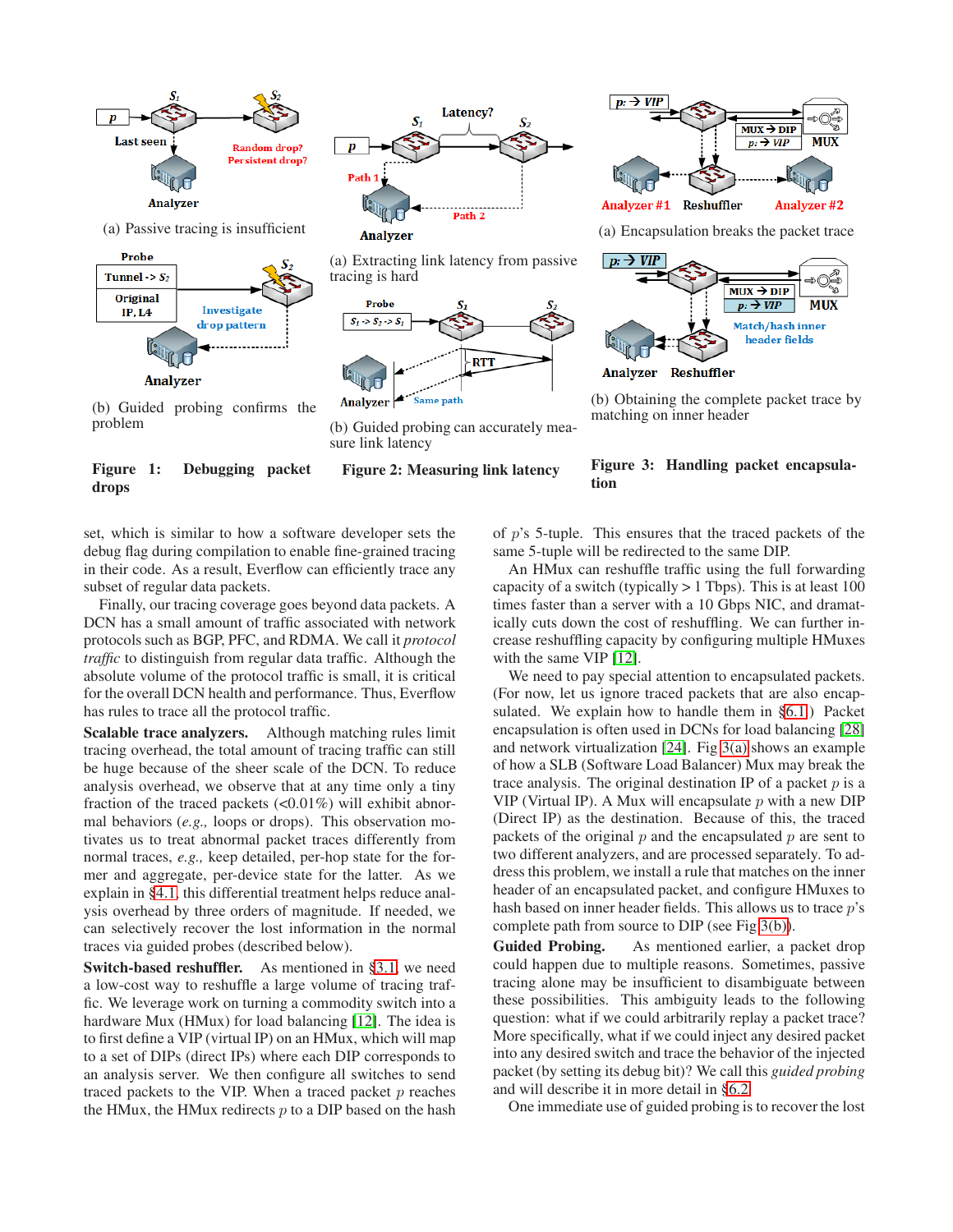(a) Passive tracing is insufficient

(b) Guided probing confirms the problem

**Figure 1: Debugging packet drops**

(a) Extracting link latency from passive tracing is hard

(b) Guided probing can accurately measure link latency

**Figure 2: Measuring link latency**

(a) Encapsulation breaks the packet trace

(b) Obtaining the complete packet trace by matching on inner header

**Figure 3: Handling packet encapsulation**

set, which is similar to how a software developer sets the debug flag during compilation to enable fine-grained tracing in their code. As a result, Everflow can efficiently trace any subset of regular data packets.

Finally, our tracing coverage goes beyond data packets. A DCN has a small amount of traffic associated with network protocols such as BGP, PFC, and RDMA. We call it *protocol traffic* to distinguish from regular data traffic. Although the absolute volume of the protocol traffic is small, it is critical for the overall DCN health and performance. Thus, Everflow has rules to trace all the protocol traffic.

**Scalable trace analyzers.** Although matching rules limit tracing overhead, the total amount of tracing traffic can still be huge because of the sheer scale of the DCN. To reduce analysis overhead, we observe that at any time only a tiny fraction of the traced packets (<0.01%) will exhibit abnormal behaviors (*e.g.,* loops or drops). This observation motivates us to treat abnormal packet traces differently from normal traces, *e.g.,* keep detailed, per-hop state for the former and aggregate, per-device state for the latter. As we explain in §4.1, this differential treatment helps reduce analysis overhead by three orders of magnitude. If needed, we can selectively recover the lost information in the normal traces via guided probes (described below).

**Switch-based reshuffler.** As mentioned in §3.1, we need a low-cost way to reshuffle a large volume of tracing traffic. We leverage work on turning a commodity switch into a hardware Mux (HMux) for load balancing [12]. The idea is to first define a VIP (virtual IP) on an HMux, which will map to a set of DIPs (direct IPs) where each DIP corresponds to an analysis server. We then configure all switches to send traced packets to the VIP. When a traced packet $p$ reaches the HMux, the HMux redirects $p$ to a DIP based on the hash of $p$'s 5-tuple. This ensures that the traced packets of the same 5-tuple will be redirected to the same DIP.

An HMux can reshuffle traffic using the full forwarding capacity of a switch (typically > 1 Tbps). This is at least 100 times faster than a server with a 10 Gbps NIC, and dramatically cuts down the cost of reshuffling. We can further increase reshuffling capacity by configuring multiple HMuxes with the same VIP [12].

We need to pay special attention to encapsulated packets. (For now, let us ignore traced packets that are also encapsulated. We explain how to handle them in §6.1.) Packet encapsulation is often used in DCNs for load balancing [28] and network virtualization [24]. Fig 3(a) shows an example of how a SLB (Software Load Balancer) Mux may break the trace analysis. The original destination IP of a packet $p$ is a VIP (Virtual IP). A Mux will encapsulate $p$ with a new DIP (Direct IP) as the destination. Because of this, the traced packets of the original $p$ and the encapsulated $p$ are sent to two different analyzers, and are processed separately. To address this problem, we install a rule that matches on the inner header of an encapsulated packet, and configure HMuxes to hash based on inner header fields. This allows us to trace $p$'s complete path from source to DIP (see Fig 3(b)).

**Guided Probing.** As mentioned earlier, a packet drop could happen due to multiple reasons. Sometimes, passive tracing alone may be insufficient to disambiguate between these possibilities. This ambiguity leads to the following question: what if we could arbitrarily replay a packet trace? More specifically, what if we could inject any desired packet into any desired switch and trace the behavior of the injected packet (by setting its debug bit)? We call this *guided probing* and will describe it in more detail in §6.2.

One immediate use of guided probing is to recover the lost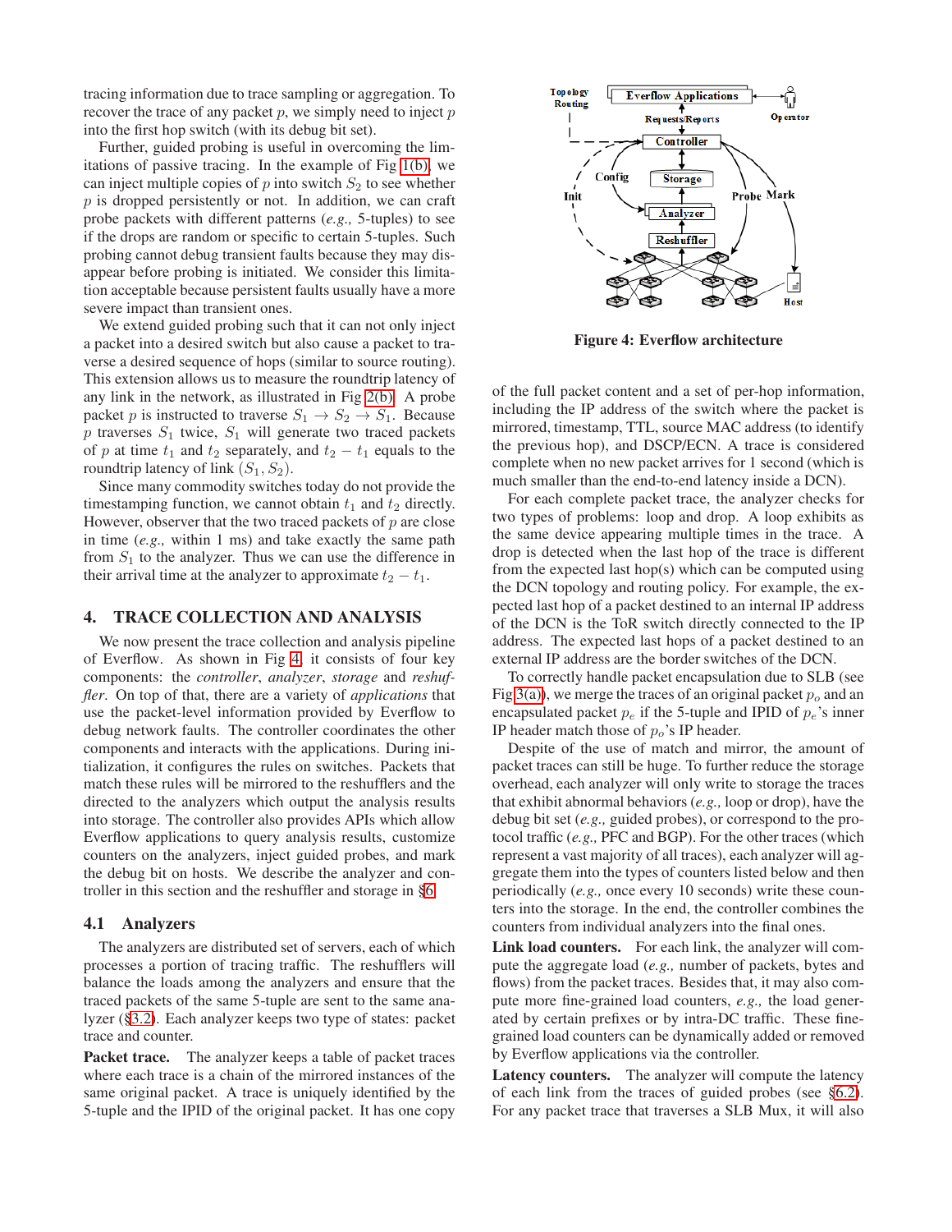tracing information due to trace sampling or aggregation. To recover the trace of any packet $p$, we simply need to inject $p$ into the first hop switch (with its debug bit set).

Further, guided probing is useful in overcoming the limitations of passive tracing. In the example of Fig 1(b), we can inject multiple copies of $p$ into switch $S_2$ to see whether $p$ is dropped persistently or not. In addition, we can craft probe packets with different patterns (*e.g.,* 5-tuples) to see if the drops are random or specific to certain 5-tuples. Such probing cannot debug transient faults because they may disappear before probing is initiated. We consider this limitation acceptable because persistent faults usually have a more severe impact than transient ones.

We extend guided probing such that it can not only inject a packet into a desired switch but also cause a packet to traverse a desired sequence of hops (similar to source routing). This extension allows us to measure the roundtrip latency of any link in the network, as illustrated in Fig 2(b). A probe packet $p$ is instructed to traverse $S_1 \rightarrow S_2 \rightarrow S_1$. Because $p$ traverses $S_1$ twice, $S_1$ will generate two traced packets of $p$ at time $t_1$ and $t_2$ separately, and $t_2 - t_1$ equals to the roundtrip latency of link $(S_1, S_2)$.

Since many commodity switches today do not provide the timestamping function, we cannot obtain $t_1$ and $t_2$ directly. However, observer that the two traced packets of $p$ are close in time (*e.g.,* within 1 ms) and take exactly the same path from $S_1$ to the analyzer. Thus we can use the difference in their arrival time at the analyzer to approximate $t_2 - t_1$.

## 4. TRACE COLLECTION AND ANALYSIS

We now present the trace collection and analysis pipeline of Everflow. As shown in Fig 4, it consists of four key components: the *controller*, *analyzer*, *storage* and *reshuffler*. On top of that, there are a variety of *applications* that use the packet-level information provided by Everflow to debug network faults. The controller coordinates the other components and interacts with the applications. During initialization, it configures the rules on switches. Packets that match these rules will be mirrored to the reshufflers and the directed to the analyzers which output the analysis results into storage. The controller also provides APIs which allow Everflow applications to query analysis results, customize counters on the analyzers, inject guided probes, and mark the debug bit on hosts. We describe the analyzer and controller in this section and the reshuffler and storage in §6.

Topology
Routing
Everflow Applications
Operator
Requests/Reports
Controller
Config
Storage
Init
Probe
Mark
Analyzer
Reshuffler
Host

**Figure 4: Everflow architecture**

### 4.1 Analyzers

The analyzers are distributed set of servers, each of which processes a portion of tracing traffic. The reshufflers will balance the loads among the analyzers and ensure that the traced packets of the same 5-tuple are sent to the same analyzer (§3.2). Each analyzer keeps two type of states: packet trace and counter.

**Packet trace.** The analyzer keeps a table of packet traces where each trace is a chain of the mirrored instances of the same original packet. A trace is uniquely identified by the 5-tuple and the IPID of the original packet. It has one copy of the full packet content and a set of per-hop information, including the IP address of the switch where the packet is mirrored, timestamp, TTL, source MAC address (to identify the previous hop), and DSCP/ECN. A trace is considered complete when no new packet arrives for 1 second (which is much smaller than the end-to-end latency inside a DCN).

For each complete packet trace, the analyzer checks for two types of problems: loop and drop. A loop exhibits as the same device appearing multiple times in the trace. A drop is detected when the last hop of the trace is different from the expected last hop(s) which can be computed using the DCN topology and routing policy. For example, the expected last hop of a packet destined to an internal IP address of the DCN is the ToR switch directly connected to the IP address. The expected last hops of a packet destined to an external IP address are the border switches of the DCN.

To correctly handle packet encapsulation due to SLB (see Fig 3(a)), we merge the traces of an original packet $p_o$ and an encapsulated packet $p_e$ if the 5-tuple and IPID of $p_e$'s inner IP header match those of $p_o$'s IP header.

Despite of the use of match and mirror, the amount of packet traces can still be huge. To further reduce the storage overhead, each analyzer will only write to storage the traces that exhibit abnormal behaviors (*e.g.,* loop or drop), have the debug bit set (*e.g.,* guided probes), or correspond to the protocol traffic (*e.g.,* PFC and BGP). For the other traces (which represent a vast majority of all traces), each analyzer will aggregate them into the types of counters listed below and then periodically (*e.g.,* once every 10 seconds) write these counters into the storage. In the end, the controller combines the counters from individual analyzers into the final ones.

**Link load counters.** For each link, the analyzer will compute the aggregate load (*e.g.,* number of packets, bytes and flows) from the packet traces. Besides that, it may also compute more fine-grained load counters, *e.g.,* the load generated by certain prefixes or by intra-DC traffic. These fine-grained load counters can be dynamically added or removed by Everflow applications via the controller.

**Latency counters.** The analyzer will compute the latency of each link from the traces of guided probes (see §6.2). For any packet trace that traverses a SLB Mux, it will also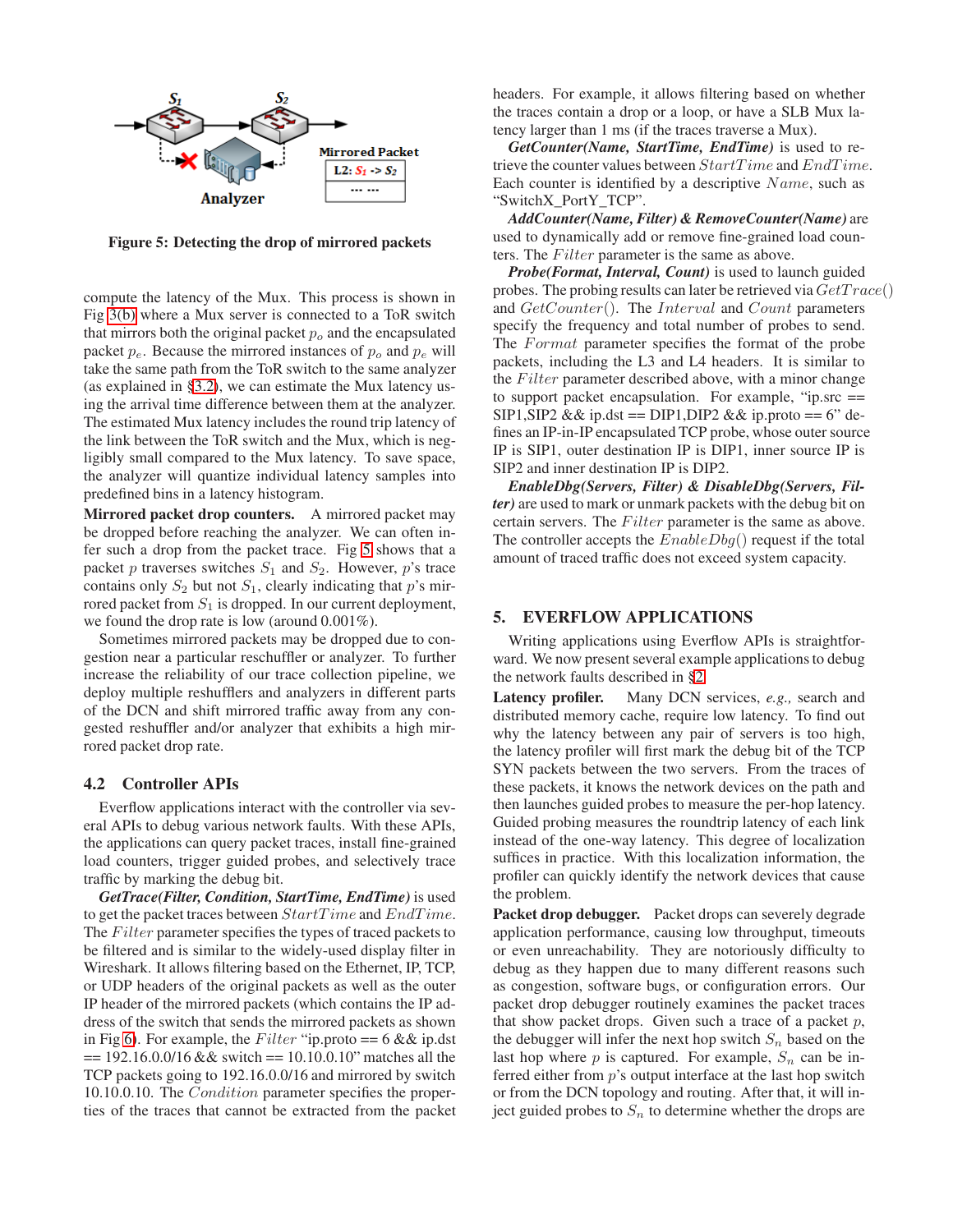S₁ S₂

Mirrored Packet

L2: $S_1$ -> $S_2$

... ...

Analyzer

**Figure 5: Detecting the drop of mirrored packets**

compute the latency of the Mux. This process is shown in Fig 3(b) where a Mux server is connected to a ToR switch that mirrors both the original packet $p_o$ and the encapsulated packet $p_e$. Because the mirrored instances of $p_o$ and $p_e$ will take the same path from the ToR switch to the same analyzer (as explained in §3.2), we can estimate the Mux latency using the arrival time difference between them at the analyzer. The estimated Mux latency includes the round trip latency of the link between the ToR switch and the Mux, which is negligibly small compared to the Mux latency. To save space, the analyzer will quantize individual latency samples into predefined bins in a latency histogram.

**Mirrored packet drop counters.** A mirrored packet may be dropped before reaching the analyzer. We can often infer such a drop from the packet trace. Fig 5 shows that a packet $p$ traverses switches $S_1$ and $S_2$. However, $p$'s trace contains only $S_2$ but not $S_1$, clearly indicating that $p$'s mirrored packet from $S_1$ is dropped. In our current deployment, we found the drop rate is low (around 0.001%).

Sometimes mirrored packets may be dropped due to congestion near a particular reshuffler or analyzer. To further increase the reliability of our trace collection pipeline, we deploy multiple reshufflers and analyzers in different parts of the DCN and shift mirrored traffic away from any congested reshuffler and/or analyzer that exhibits a high mirrored packet drop rate.

## 4.2 Controller APIs

Everflow applications interact with the controller via several APIs to debug various network faults. With these APIs, the applications can query packet traces, install fine-grained load counters, trigger guided probes, and selectively trace traffic by marking the debug bit.

***GetTrace(Filter, Condition, StartTime, EndTime)*** is used to get the packet traces between $StartTime$ and $EndTime$. The $Filter$ parameter specifies the types of traced packets to be filtered and is similar to the widely-used display filter in Wireshark. It allows filtering based on the Ethernet, IP, TCP, or UDP headers of the original packets as well as the outer IP header of the mirrored packets (which contains the IP address of the switch that sends the mirrored packets as shown in Fig 6). For example, the $Filter$ "ip.proto == 6 && ip.dst == 192.16.0.0/16 && switch == 10.10.0.10" matches all the TCP packets going to 192.16.0.0/16 and mirrored by switch 10.10.0.10. The $Condition$ parameter specifies the properties of the traces that cannot be extracted from the packet headers. For example, it allows filtering based on whether the traces contain a drop or a loop, or have a SLB Mux latency larger than 1 ms (if the traces traverse a Mux).

***GetCounter(Name, StartTime, EndTime)*** is used to retrieve the counter values between $StartTime$ and $EndTime$. Each counter is identified by a descriptive $Name$, such as "SwitchX_PortY_TCP".

***AddCounter(Name, Filter) & RemoveCounter(Name)*** are used to dynamically add or remove fine-grained load counters. The $Filter$ parameter is the same as above.

***Probe(Format, Interval, Count)*** is used to launch guided probes. The probing results can later be retrieved via $GetTrace()$ and $GetCounter()$. The $Interval$ and $Count$ parameters specify the frequency and total number of probes to send. The $Format$ parameter specifies the format of the probe packets, including the L3 and L4 headers. It is similar to the $Filter$ parameter described above, with a minor change to support packet encapsulation. For example, "ip.src == SIP1,SIP2 && ip.dst == DIP1,DIP2 && ip.proto == 6" defines an IP-in-IP encapsulated TCP probe, whose outer source IP is SIP1, outer destination IP is DIP1, inner source IP is SIP2 and inner destination IP is DIP2.

***EnableDbg(Servers, Filter) & DisableDbg(Servers, Filter)*** are used to mark or unmark packets with the debug bit on certain servers. The $Filter$ parameter is the same as above. The controller accepts the $EnableDbg()$ request if the total amount of traced traffic does not exceed system capacity.

## 5. EVERFLOW APPLICATIONS

Writing applications using Everflow APIs is straightforward. We now present several example applications to debug the network faults described in §2.

**Latency profiler.** Many DCN services, *e.g.,* search and distributed memory cache, require low latency. To find out why the latency between any pair of servers is too high, the latency profiler will first mark the debug bit of the TCP SYN packets between the two servers. From the traces of these packets, it knows the network devices on the path and then launches guided probes to measure the per-hop latency. Guided probing measures the roundtrip latency of each link instead of the one-way latency. This degree of localization suffices in practice. With this localization information, the profiler can quickly identify the network devices that cause the problem.

**Packet drop debugger.** Packet drops can severely degrade application performance, causing low throughput, timeouts or even unreachability. They are notoriously difficulty to debug as they happen due to many different reasons such as congestion, software bugs, or configuration errors. Our packet drop debugger routinely examines the packet traces that show packet drops. Given such a trace of a packet $p$, the debugger will infer the next hop switch $S_n$ based on the last hop where $p$ is captured. For example, $S_n$ can be inferred either from $p$'s output interface at the last hop switch or from the DCN topology and routing. After that, it will inject guided probes to $S_n$ to determine whether the drops are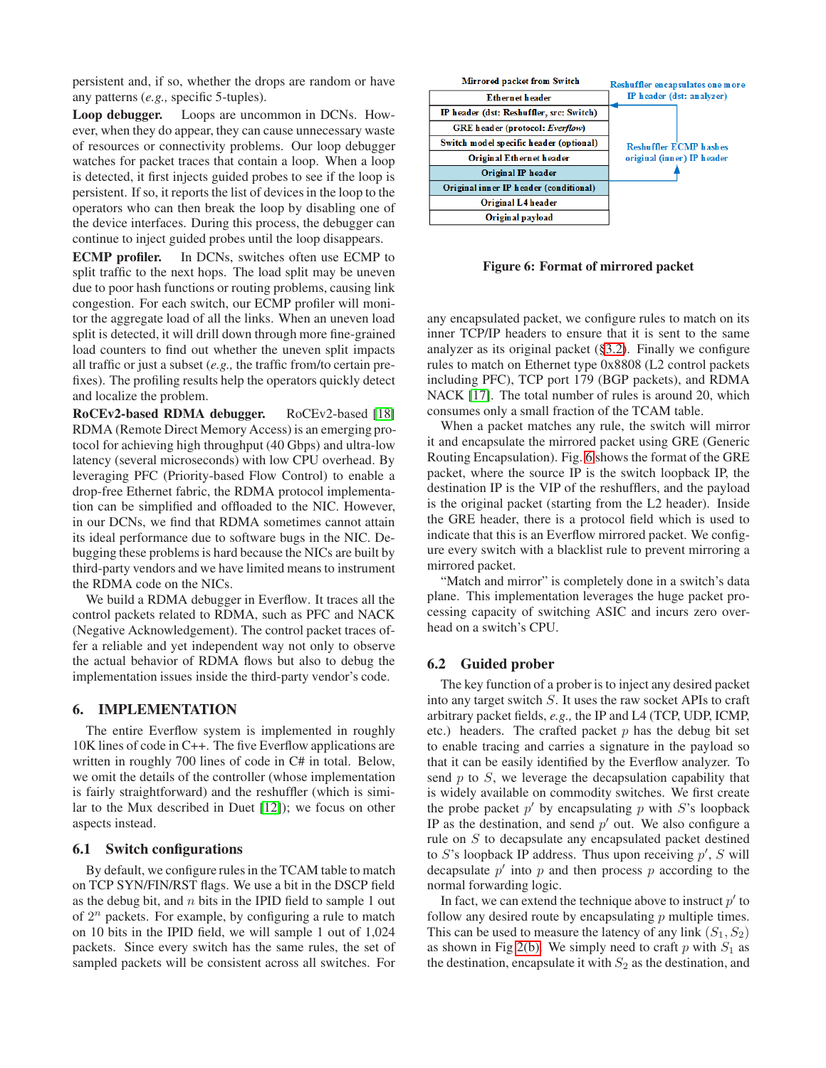persistent and, if so, whether the drops are random or have any patterns (*e.g.,* specific 5-tuples).

**Loop debugger.** Loops are uncommon in DCNs. However, when they do appear, they can cause unnecessary waste of resources or connectivity problems. Our loop debugger watches for packet traces that contain a loop. When a loop is detected, it first injects guided probes to see if the loop is persistent. If so, it reports the list of devices in the loop to the operators who can then break the loop by disabling one of the device interfaces. During this process, the debugger can continue to inject guided probes until the loop disappears.

**ECMP profiler.** In DCNs, switches often use ECMP to split traffic to the next hops. The load split may be uneven due to poor hash functions or routing problems, causing link congestion. For each switch, our ECMP profiler will monitor the aggregate load of all the links. When an uneven load split is detected, it will drill down through more fine-grained load counters to find out whether the uneven split impacts all traffic or just a subset (*e.g.,* the traffic from/to certain prefixes). The profiling results help the operators quickly detect and localize the problem.

**RoCEv2-based RDMA debugger.** RoCEv2-based [18] RDMA (Remote Direct Memory Access) is an emerging protocol for achieving high throughput (40 Gbps) and ultra-low latency (several microseconds) with low CPU overhead. By leveraging PFC (Priority-based Flow Control) to enable a drop-free Ethernet fabric, the RDMA protocol implementation can be simplified and offloaded to the NIC. However, in our DCNs, we find that RDMA sometimes cannot attain its ideal performance due to software bugs in the NIC. Debugging these problems is hard because the NICs are built by third-party vendors and we have limited means to instrument the RDMA code on the NICs.

We build a RDMA debugger in Everflow. It traces all the control packets related to RDMA, such as PFC and NACK (Negative Acknowledgement). The control packet traces offer a reliable and yet independent way not only to observe the actual behavior of RDMA flows but also to debug the implementation issues inside the third-party vendor's code.

## 6. IMPLEMENTATION

The entire Everflow system is implemented in roughly 10K lines of code in C++. The five Everflow applications are written in roughly 700 lines of code in C# in total. Below, we omit the details of the controller (whose implementation is fairly straightforward) and the reshuffler (which is similar to the Mux described in Duet [12]); we focus on other aspects instead.

### 6.1 Switch configurations

By default, we configure rules in the TCAM table to match on TCP SYN/FIN/RST flags. We use a bit in the DSCP field as the debug bit, and $n$ bits in the IPID field to sample 1 out of $2^n$ packets. For example, by configuring a rule to match on 10 bits in the IPID field, we will sample 1 out of 1,024 packets. Since every switch has the same rules, the set of sampled packets will be consistent across all switches. For any encapsulated packet, we configure rules to match on its inner TCP/IP headers to ensure that it is sent to the same analyzer as its original packet (§3.2). Finally we configure rules to match on Ethernet type 0x8808 (L2 control packets including PFC), TCP port 179 (BGP packets), and RDMA NACK [17]. The total number of rules is around 20, which consumes only a small fraction of the TCAM table.

Mirrored packet from Switch

| |
|---|
| Ethernet header |
| IP header (dst: Reshuffler, src: Switch) |
| GRE header (protocol: *Everflow*) |
| Switch model specific header (optional) |
| Original Ethernet header |
| Original IP header |
| Original inner IP header (conditional) |
| Original L4 header |
| Original payload |

Reshuffler encapsulates one more IP header (dst: analyzer)

Reshuffler ECMP hashes original (inner) IP header

**Figure 6: Format of mirrored packet**

When a packet matches any rule, the switch will mirror it and encapsulate the mirrored packet using GRE (Generic Routing Encapsulation). Fig. 6 shows the format of the GRE packet, where the source IP is the switch loopback IP, the destination IP is the VIP of the reshufflers, and the payload is the original packet (starting from the L2 header). Inside the GRE header, there is a protocol field which is used to indicate that this is an Everflow mirrored packet. We configure every switch with a blacklist rule to prevent mirroring a mirrored packet.

"Match and mirror" is completely done in a switch's data plane. This implementation leverages the huge packet processing capacity of switching ASIC and incurs zero overhead on a switch's CPU.

### 6.2 Guided prober

The key function of a prober is to inject any desired packet into any target switch $S$. It uses the raw socket APIs to craft arbitrary packet fields, *e.g.,* the IP and L4 (TCP, UDP, ICMP, etc.) headers. The crafted packet $p$ has the debug bit set to enable tracing and carries a signature in the payload so that it can be easily identified by the Everflow analyzer. To send $p$ to $S$, we leverage the decapsulation capability that is widely available on commodity switches. We first create the probe packet $p'$ by encapsulating $p$ with $S$'s loopback IP as the destination, and send $p'$ out. We also configure a rule on $S$ to decapsulate any encapsulated packet destined to $S$'s loopback IP address. Thus upon receiving $p'$, $S$ will decapsulate $p'$ into $p$ and then process $p$ according to the normal forwarding logic.

In fact, we can extend the technique above to instruct $p'$ to follow any desired route by encapsulating $p$ multiple times. This can be used to measure the latency of any link $(S_1, S_2)$ as shown in Fig 2(b). We simply need to craft $p$ with $S_1$ as the destination, encapsulate it with $S_2$ as the destination, and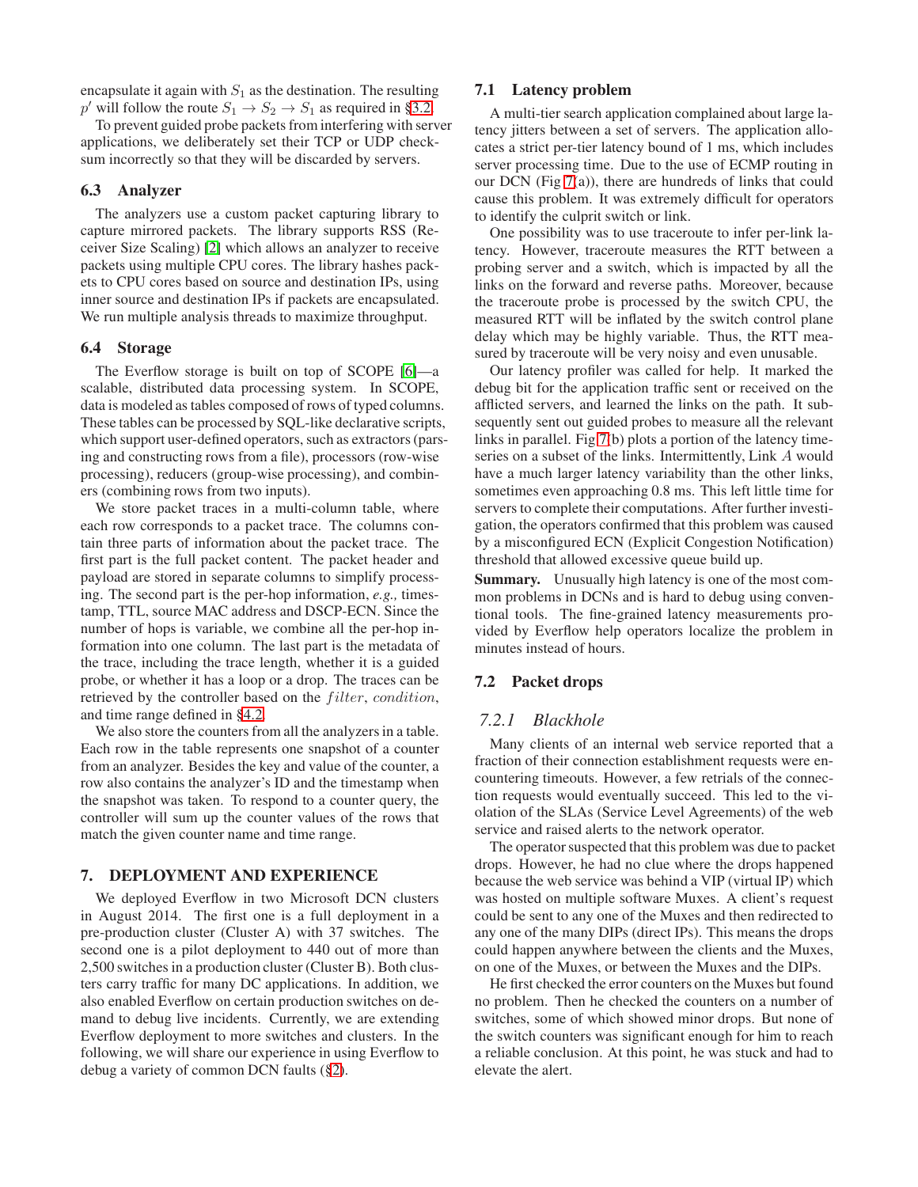encapsulate it again with $S_1$ as the destination. The resulting $p'$ will follow the route $S_1 \rightarrow S_2 \rightarrow S_1$ as required in §3.2.

To prevent guided probe packets from interfering with server applications, we deliberately set their TCP or UDP checksum incorrectly so that they will be discarded by servers.

### 6.3 Analyzer

The analyzers use a custom packet capturing library to capture mirrored packets. The library supports RSS (Receiver Size Scaling) [2] which allows an analyzer to receive packets using multiple CPU cores. The library hashes packets to CPU cores based on source and destination IPs, using inner source and destination IPs if packets are encapsulated. We run multiple analysis threads to maximize throughput.

### 6.4 Storage

The Everflow storage is built on top of SCOPE [6]—a scalable, distributed data processing system. In SCOPE, data is modeled as tables composed of rows of typed columns. These tables can be processed by SQL-like declarative scripts, which support user-defined operators, such as extractors (parsing and constructing rows from a file), processors (row-wise processing), reducers (group-wise processing), and combiners (combining rows from two inputs).

We store packet traces in a multi-column table, where each row corresponds to a packet trace. The columns contain three parts of information about the packet trace. The first part is the full packet content. The packet header and payload are stored in separate columns to simplify processing. The second part is the per-hop information, *e.g.,* timestamp, TTL, source MAC address and DSCP-ECN. Since the number of hops is variable, we combine all the per-hop information into one column. The last part is the metadata of the trace, including the trace length, whether it is a guided probe, or whether it has a loop or a drop. The traces can be retrieved by the controller based on the $filter$, $condition$, and time range defined in §4.2.

We also store the counters from all the analyzers in a table. Each row in the table represents one snapshot of a counter from an analyzer. Besides the key and value of the counter, a row also contains the analyzer's ID and the timestamp when the snapshot was taken. To respond to a counter query, the controller will sum up the counter values of the rows that match the given counter name and time range.

## 7. DEPLOYMENT AND EXPERIENCE

We deployed Everflow in two Microsoft DCN clusters in August 2014. The first one is a full deployment in a pre-production cluster (Cluster A) with 37 switches. The second one is a pilot deployment to 440 out of more than 2,500 switches in a production cluster (Cluster B). Both clusters carry traffic for many DC applications. In addition, we also enabled Everflow on certain production switches on demand to debug live incidents. Currently, we are extending Everflow deployment to more switches and clusters. In the following, we will share our experience in using Everflow to debug a variety of common DCN faults (§2).

### 7.1 Latency problem

A multi-tier search application complained about large latency jitters between a set of servers. The application allocates a strict per-tier latency bound of 1 ms, which includes server processing time. Due to the use of ECMP routing in our DCN (Fig 7(a)), there are hundreds of links that could cause this problem. It was extremely difficult for operators to identify the culprit switch or link.

One possibility was to use traceroute to infer per-link latency. However, traceroute measures the RTT between a probing server and a switch, which is impacted by all the links on the forward and reverse paths. Moreover, because the traceroute probe is processed by the switch CPU, the measured RTT will be inflated by the switch control plane delay which may be highly variable. Thus, the RTT measured by traceroute will be very noisy and even unusable.

Our latency profiler was called for help. It marked the debug bit for the application traffic sent or received on the afflicted servers, and learned the links on the path. It subsequently sent out guided probes to measure all the relevant links in parallel. Fig 7(b) plots a portion of the latency timeseries on a subset of the links. Intermittently, Link $A$ would have a much larger latency variability than the other links, sometimes even approaching 0.8 ms. This left little time for servers to complete their computations. After further investigation, the operators confirmed that this problem was caused by a misconfigured ECN (Explicit Congestion Notification) threshold that allowed excessive queue build up.

**Summary.** Unusually high latency is one of the most common problems in DCNs and is hard to debug using conventional tools. The fine-grained latency measurements provided by Everflow help operators localize the problem in minutes instead of hours.

### 7.2 Packet drops

#### *7.2.1 Blackhole*

Many clients of an internal web service reported that a fraction of their connection establishment requests were encountering timeouts. However, a few retrials of the connection requests would eventually succeed. This led to the violation of the SLAs (Service Level Agreements) of the web service and raised alerts to the network operator.

The operator suspected that this problem was due to packet drops. However, he had no clue where the drops happened because the web service was behind a VIP (virtual IP) which was hosted on multiple software Muxes. A client's request could be sent to any one of the Muxes and then redirected to any one of the many DIPs (direct IPs). This means the drops could happen anywhere between the clients and the Muxes, on one of the Muxes, or between the Muxes and the DIPs.

He first checked the error counters on the Muxes but found no problem. Then he checked the counters on a number of switches, some of which showed minor drops. But none of the switch counters was significant enough for him to reach a reliable conclusion. At this point, he was stuck and had to elevate the alert.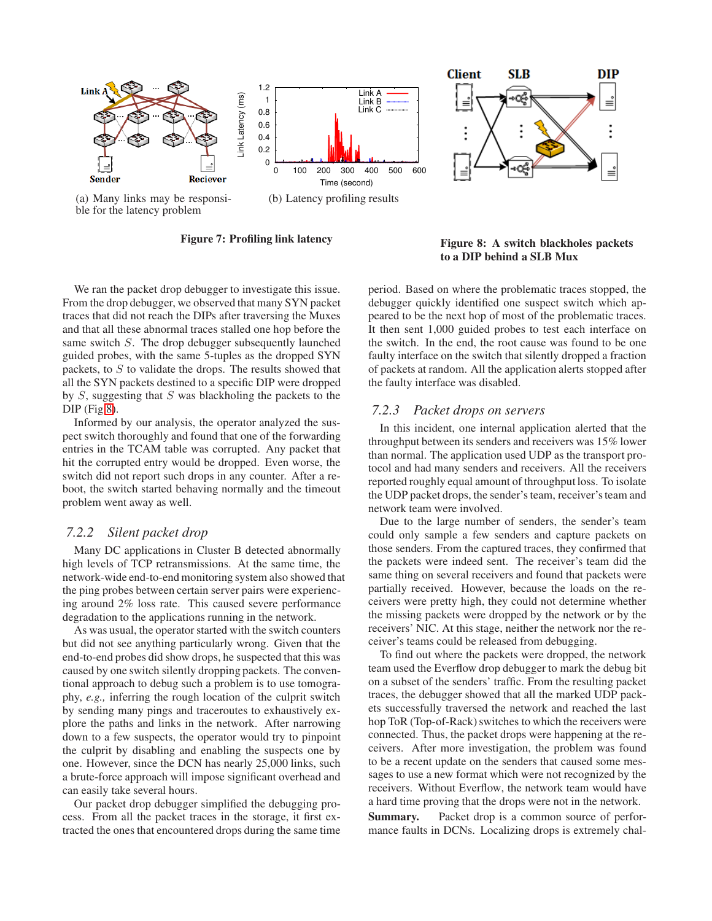Link A

Sender

Reciever

(a) Many links may be responsible for the latency problem

Link Latency (ms)

1.2
1
0.8
0.6
0.4
0.2
0

0 100 200 300 400 500 600

Time (second)

Link A
Link B
Link C

(b) Latency profiling results

**Figure 7: Profiling link latency**

Client

SLB

DIP

**Figure 8: A switch blackholes packets to a DIP behind a SLB Mux**

We ran the packet drop debugger to investigate this issue. From the drop debugger, we observed that many SYN packet traces that did not reach the DIPs after traversing the Muxes and that all these abnormal traces stalled one hop before the same switch $S$. The drop debugger subsequently launched guided probes, with the same 5-tuples as the dropped SYN packets, to $S$ to validate the drops. The results showed that all the SYN packets destined to a specific DIP were dropped by $S$, suggesting that $S$ was blackholing the packets to the DIP (Fig 8).

Informed by our analysis, the operator analyzed the suspect switch thoroughly and found that one of the forwarding entries in the TCAM table was corrupted. Any packet that hit the corrupted entry would be dropped. Even worse, the switch did not report such drops in any counter. After a reboot, the switch started behaving normally and the timeout problem went away as well.

### 7.2.2 *Silent packet drop*

Many DC applications in Cluster B detected abnormally high levels of TCP retransmissions. At the same time, the network-wide end-to-end monitoring system also showed that the ping probes between certain server pairs were experiencing around 2% loss rate. This caused severe performance degradation to the applications running in the network.

As was usual, the operator started with the switch counters but did not see anything particularly wrong. Given that the end-to-end probes did show drops, he suspected that this was caused by one switch silently dropping packets. The conventional approach to debug such a problem is to use tomography, *e.g.,* inferring the rough location of the culprit switch by sending many pings and traceroutes to exhaustively explore the paths and links in the network. After narrowing down to a few suspects, the operator would try to pinpoint the culprit by disabling and enabling the suspects one by one. However, since the DCN has nearly 25,000 links, such a brute-force approach will impose significant overhead and can easily take several hours.

Our packet drop debugger simplified the debugging process. From all the packet traces in the storage, it first extracted the ones that encountered drops during the same time period. Based on where the problematic traces stopped, the debugger quickly identified one suspect switch which appeared to be the next hop of most of the problematic traces. It then sent 1,000 guided probes to test each interface on the switch. In the end, the root cause was found to be one faulty interface on the switch that silently dropped a fraction of packets at random. All the application alerts stopped after the faulty interface was disabled.

### 7.2.3 *Packet drops on servers*

In this incident, one internal application alerted that the throughput between its senders and receivers was 15% lower than normal. The application used UDP as the transport protocol and had many senders and receivers. All the receivers reported roughly equal amount of throughput loss. To isolate the UDP packet drops, the sender's team, receiver's team and network team were involved.

Due to the large number of senders, the sender's team could only sample a few senders and capture packets on those senders. From the captured traces, they confirmed that the packets were indeed sent. The receiver's team did the same thing on several receivers and found that packets were partially received. However, because the loads on the receivers were pretty high, they could not determine whether the missing packets were dropped by the network or by the receivers' NIC. At this stage, neither the network nor the receiver's teams could be released from debugging.

To find out where the packets were dropped, the network team used the Everflow drop debugger to mark the debug bit on a subset of the senders' traffic. From the resulting packet traces, the debugger showed that all the marked UDP packets successfully traversed the network and reached the last hop ToR (Top-of-Rack) switches to which the receivers were connected. Thus, the packet drops were happening at the receivers. After more investigation, the problem was found to be a recent update on the senders that caused some messages to use a new format which were not recognized by the receivers. Without Everflow, the network team would have a hard time proving that the drops were not in the network.

**Summary.** Packet drop is a common source of performance faults in DCNs. Localizing drops is extremely chal-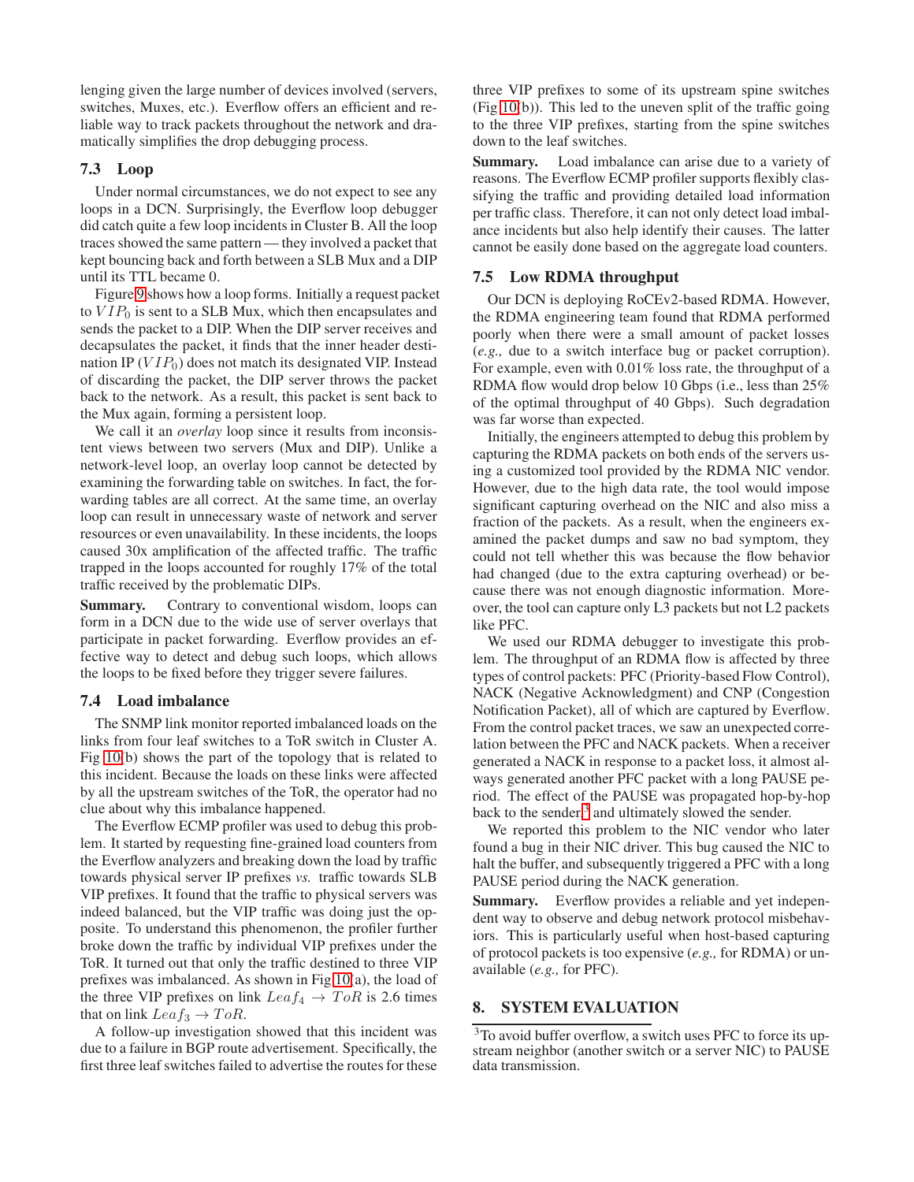lenging given the large number of devices involved (servers, switches, Muxes, etc.). Everflow offers an efficient and reliable way to track packets throughout the network and dramatically simplifies the drop debugging process.

### 7.3 Loop

Under normal circumstances, we do not expect to see any loops in a DCN. Surprisingly, the Everflow loop debugger did catch quite a few loop incidents in Cluster B. All the loop traces showed the same pattern — they involved a packet that kept bouncing back and forth between a SLB Mux and a DIP until its TTL became 0.

Figure 9 shows how a loop forms. Initially a request packet to $VIP_0$ is sent to a SLB Mux, which then encapsulates and sends the packet to a DIP. When the DIP server receives and decapsulates the packet, it finds that the inner header destination IP ($VIP_0$) does not match its designated VIP. Instead of discarding the packet, the DIP server throws the packet back to the network. As a result, this packet is sent back to the Mux again, forming a persistent loop.

We call it an *overlay* loop since it results from inconsistent views between two servers (Mux and DIP). Unlike a network-level loop, an overlay loop cannot be detected by examining the forwarding table on switches. In fact, the forwarding tables are all correct. At the same time, an overlay loop can result in unnecessary waste of network and server resources or even unavailability. In these incidents, the loops caused 30x amplification of the affected traffic. The traffic trapped in the loops accounted for roughly 17% of the total traffic received by the problematic DIPs.

**Summary.** Contrary to conventional wisdom, loops can form in a DCN due to the wide use of server overlays that participate in packet forwarding. Everflow provides an effective way to detect and debug such loops, which allows the loops to be fixed before they trigger severe failures.

### 7.4 Load imbalance

The SNMP link monitor reported imbalanced loads on the links from four leaf switches to a ToR switch in Cluster A. Fig 10(b) shows the part of the topology that is related to this incident. Because the loads on these links were affected by all the upstream switches of the ToR, the operator had no clue about why this imbalance happened.

The Everflow ECMP profiler was used to debug this problem. It started by requesting fine-grained load counters from the Everflow analyzers and breaking down the load by traffic towards physical server IP prefixes *vs.* traffic towards SLB VIP prefixes. It found that the traffic to physical servers was indeed balanced, but the VIP traffic was doing just the opposite. To understand this phenomenon, the profiler further broke down the traffic by individual VIP prefixes under the ToR. It turned out that only the traffic destined to three VIP prefixes was imbalanced. As shown in Fig 10(a), the load of the three VIP prefixes on link $Leaf_4 \rightarrow ToR$ is 2.6 times that on link $Leaf_3 \rightarrow ToR$.

A follow-up investigation showed that this incident was due to a failure in BGP route advertisement. Specifically, the first three leaf switches failed to advertise the routes for these three VIP prefixes to some of its upstream spine switches (Fig 10(b)). This led to the uneven split of the traffic going to the three VIP prefixes, starting from the spine switches down to the leaf switches.

**Summary.** Load imbalance can arise due to a variety of reasons. The Everflow ECMP profiler supports flexibly classifying the traffic and providing detailed load information per traffic class. Therefore, it can not only detect load imbalance incidents but also help identify their causes. The latter cannot be easily done based on the aggregate load counters.

### 7.5 Low RDMA throughput

Our DCN is deploying RoCEv2-based RDMA. However, the RDMA engineering team found that RDMA performed poorly when there were a small amount of packet losses (*e.g.,* due to a switch interface bug or packet corruption). For example, even with 0.01% loss rate, the throughput of a RDMA flow would drop below 10 Gbps (i.e., less than 25% of the optimal throughput of 40 Gbps). Such degradation was far worse than expected.

Initially, the engineers attempted to debug this problem by capturing the RDMA packets on both ends of the servers using a customized tool provided by the RDMA NIC vendor. However, due to the high data rate, the tool would impose significant capturing overhead on the NIC and also miss a fraction of the packets. As a result, when the engineers examined the packet dumps and saw no bad symptom, they could not tell whether this was because the flow behavior had changed (due to the extra capturing overhead) or because there was not enough diagnostic information. Moreover, the tool can capture only L3 packets but not L2 packets like PFC.

We used our RDMA debugger to investigate this problem. The throughput of an RDMA flow is affected by three types of control packets: PFC (Priority-based Flow Control), NACK (Negative Acknowledgment) and CNP (Congestion Notification Packet), all of which are captured by Everflow. From the control packet traces, we saw an unexpected correlation between the PFC and NACK packets. When a receiver generated a NACK in response to a packet loss, it almost always generated another PFC packet with a long PAUSE period. The effect of the PAUSE was propagated hop-by-hop back to the sender[3] and ultimately slowed the sender.

We reported this problem to the NIC vendor who later found a bug in their NIC driver. This bug caused the NIC to halt the buffer, and subsequently triggered a PFC with a long PAUSE period during the NACK generation.

**Summary.** Everflow provides a reliable and yet independent way to observe and debug network protocol misbehaviors. This is particularly useful when host-based capturing of protocol packets is too expensive (*e.g.,* for RDMA) or unavailable (*e.g.,* for PFC).

## 8. SYSTEM EVALUATION

[3] To avoid buffer overflow, a switch uses PFC to force its upstream neighbor (another switch or a server NIC) to PAUSE data transmission.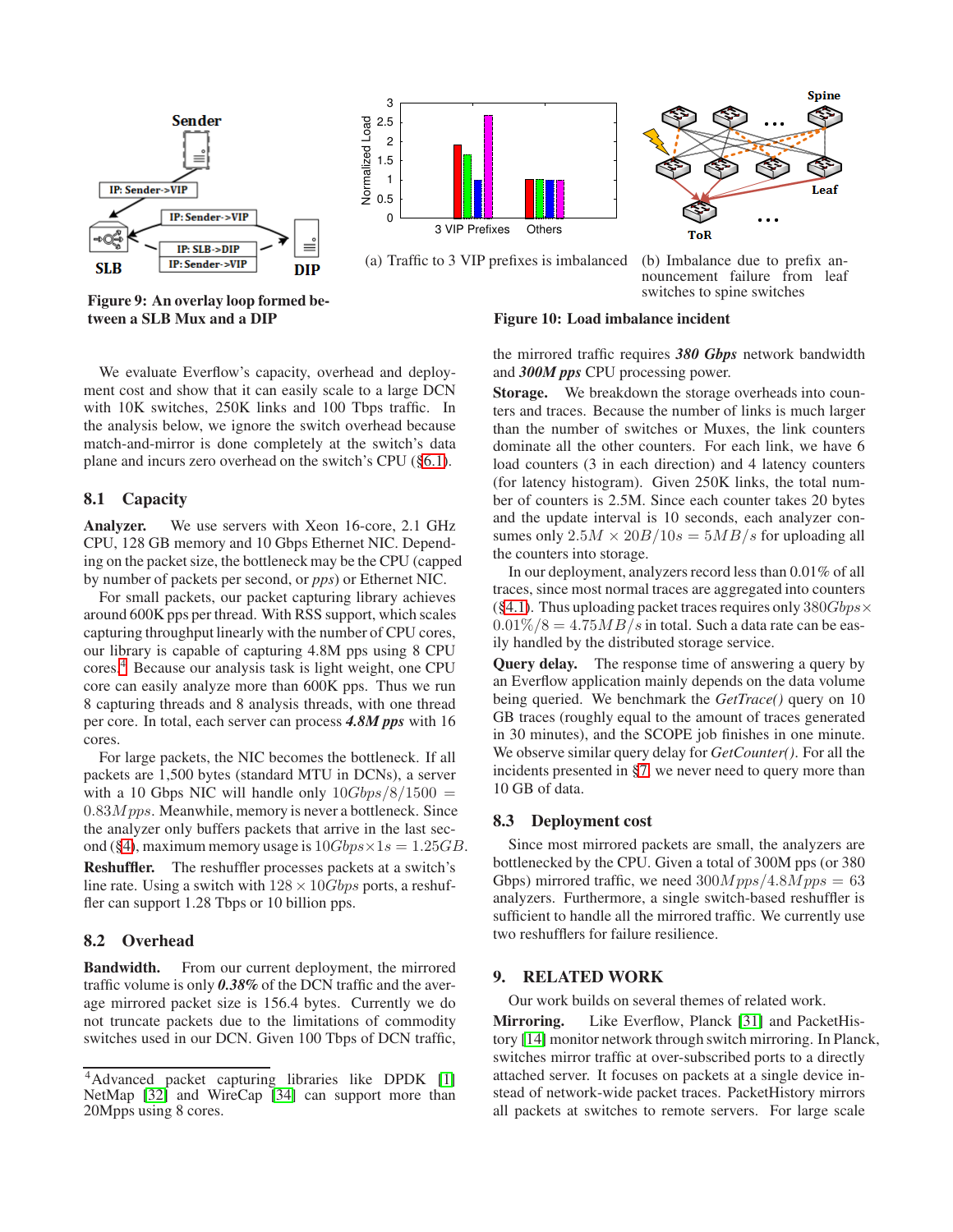Sender

IP: Sender->VIP

IP: Sender->VIP

SLB

IP: SLB->DIP

IP: Sender->VIP

DIP

**Figure 9: An overlay loop formed between a SLB Mux and a DIP**

Normalized Load

3
2.5
2
1.5
1
0.5
0

3 VIP Prefixes
Others

(a) Traffic to 3 VIP prefixes is imbalanced

Spine

Leaf

ToR

(b) Imbalance due to prefix announcement failure from leaf switches to spine switches

**Figure 10: Load imbalance incident**

We evaluate Everflow's capacity, overhead and deployment cost and show that it can easily scale to a large DCN with 10K switches, 250K links and 100 Tbps traffic. In the analysis below, we ignore the switch overhead because match-and-mirror is done completely at the switch's data plane and incurs zero overhead on the switch's CPU (§6.1).

## 8.1 Capacity

**Analyzer.** We use servers with Xeon 16-core, 2.1 GHz CPU, 128 GB memory and 10 Gbps Ethernet NIC. Depending on the packet size, the bottleneck may be the CPU (capped by number of packets per second, or *pps*) or Ethernet NIC.

For small packets, our packet capturing library achieves around 600K pps per thread. With RSS support, which scales capturing throughput linearly with the number of CPU cores, our library is capable of capturing 4.8M pps using 8 CPU cores.[4] Because our analysis task is light weight, one CPU core can easily analyze more than 600K pps. Thus we run 8 capturing threads and 8 analysis threads, with one thread per core. In total, each server can process ***4.8M pps*** with 16 cores.

For large packets, the NIC becomes the bottleneck. If all packets are 1,500 bytes (standard MTU in DCNs), a server with a 10 Gbps NIC will handle only $10Gbps/8/1500 = 0.83Mpps$. Meanwhile, memory is never a bottleneck. Since the analyzer only buffers packets that arrive in the last second (§4), maximum memory usage is $10Gbps \times 1s = 1.25GB$.

**Reshuffler.** The reshuffler processes packets at a switch's line rate. Using a switch with $128 \times 10Gbps$ ports, a reshuffler can support 1.28 Tbps or 10 billion pps.

## 8.2 Overhead

**Bandwidth.** From our current deployment, the mirrored traffic volume is only ***0.38%*** of the DCN traffic and the average mirrored packet size is 156.4 bytes. Currently we do not truncate packets due to the limitations of commodity switches used in our DCN. Given 100 Tbps of DCN traffic, the mirrored traffic requires ***380 Gbps*** network bandwidth and ***300M pps*** CPU processing power.

**Storage.** We breakdown the storage overheads into counters and traces. Because the number of links is much larger than the number of switches or Muxes, the link counters dominate all the other counters. For each link, we have 6 load counters (3 in each direction) and 4 latency counters (for latency histogram). Given 250K links, the total number of counters is 2.5M. Since each counter takes 20 bytes and the update interval is 10 seconds, each analyzer consumes only $2.5M \times 20B/10s = 5MB/s$ for uploading all the counters into storage.

In our deployment, analyzers record less than 0.01% of all traces, since most normal traces are aggregated into counters (§4.1). Thus uploading packet traces requires only $380Gbps \times 0.01\%/8 = 4.75MB/s$ in total. Such a data rate can be easily handled by the distributed storage service.

**Query delay.** The response time of answering a query by an Everflow application mainly depends on the data volume being queried. We benchmark the *GetTrace()* query on 10 GB traces (roughly equal to the amount of traces generated in 30 minutes), and the SCOPE job finishes in one minute. We observe similar query delay for *GetCounter()*. For all the incidents presented in §7, we never need to query more than 10 GB of data.

## 8.3 Deployment cost

Since most mirrored packets are small, the analyzers are bottlenecked by the CPU. Given a total of 300M pps (or 380 Gbps) mirrored traffic, we need $300Mpps/4.8Mpps = 63$ analyzers. Furthermore, a single switch-based reshuffler is sufficient to handle all the mirrored traffic. We currently use two reshufflers for failure resilience.

# 9. RELATED WORK

Our work builds on several themes of related work.

**Mirroring.** Like Everflow, Planck [31] and PacketHistory [14] monitor network through switch mirroring. In Planck, switches mirror traffic at over-subscribed ports to a directly attached server. It focuses on packets at a single device instead of network-wide packet traces. PacketHistory mirrors all packets at switches to remote servers. For large scale

[4] Advanced packet capturing libraries like DPDK [1] NetMap [32] and WireCap [34] can support more than 20Mpps using 8 cores.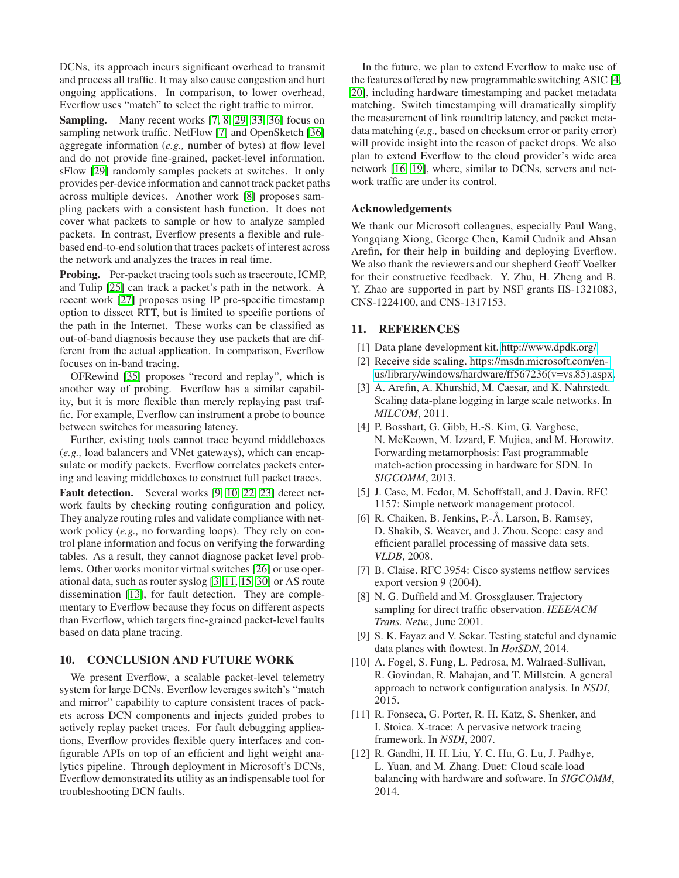DCNs, its approach incurs significant overhead to transmit and process all traffic. It may also cause congestion and hurt ongoing applications. In comparison, to lower overhead, Everflow uses "match" to select the right traffic to mirror.

**Sampling.** Many recent works [7, 8, 29, 33, 36] focus on sampling network traffic. NetFlow [7] and OpenSketch [36] aggregate information (*e.g.,* number of bytes) at flow level and do not provide fine-grained, packet-level information. sFlow [29] randomly samples packets at switches. It only provides per-device information and cannot track packet paths across multiple devices. Another work [8] proposes sampling packets with a consistent hash function. It does not cover what packets to sample or how to analyze sampled packets. In contrast, Everflow presents a flexible and rule-based end-to-end solution that traces packets of interest across the network and analyzes the traces in real time.

**Probing.** Per-packet tracing tools such as traceroute, ICMP, and Tulip [25] can track a packet's path in the network. A recent work [27] proposes using IP pre-specific timestamp option to dissect RTT, but is limited to specific portions of the path in the Internet. These works can be classified as out-of-band diagnosis because they use packets that are different from the actual application. In comparison, Everflow focuses on in-band tracing.

OFRewind [35] proposes "record and replay", which is another way of probing. Everflow has a similar capability, but it is more flexible than merely replaying past traffic. For example, Everflow can instrument a probe to bounce between switches for measuring latency.

Further, existing tools cannot trace beyond middleboxes (*e.g.,* load balancers and VNet gateways), which can encapsulate or modify packets. Everflow correlates packets entering and leaving middleboxes to construct full packet traces.

**Fault detection.** Several works [9, 10, 22, 23] detect network faults by checking routing configuration and policy. They analyze routing rules and validate compliance with network policy (*e.g.,* no forwarding loops). They rely on control plane information and focus on verifying the forwarding tables. As a result, they cannot diagnose packet level problems. Other works monitor virtual switches [26] or use operational data, such as router syslog [3, 11, 15, 30] or AS route dissemination [13], for fault detection. They are complementary to Everflow because they focus on different aspects than Everflow, which targets fine-grained packet-level faults based on data plane tracing.

## 10. CONCLUSION AND FUTURE WORK

We present Everflow, a scalable packet-level telemetry system for large DCNs. Everflow leverages switch's "match and mirror" capability to capture consistent traces of packets across DCN components and injects guided probes to actively replay packet traces. For fault debugging applications, Everflow provides flexible query interfaces and configurable APIs on top of an efficient and light weight analytics pipeline. Through deployment in Microsoft's DCNs, Everflow demonstrated its utility as an indispensable tool for troubleshooting DCN faults.

In the future, we plan to extend Everflow to make use of the features offered by new programmable switching ASIC [4, 20], including hardware timestamping and packet metadata matching. Switch timestamping will dramatically simplify the measurement of link roundtrip latency, and packet metadata matching (*e.g.,* based on checksum error or parity error) will provide insight into the reason of packet drops. We also plan to extend Everflow to the cloud provider's wide area network [16, 19], where, similar to DCNs, servers and network traffic are under its control.

### Acknowledgements

We thank our Microsoft colleagues, especially Paul Wang, Yongqiang Xiong, George Chen, Kamil Cudnik and Ahsan Arefin, for their help in building and deploying Everflow. We also thank the reviewers and our shepherd Geoff Voelker for their constructive feedback. Y. Zhu, H. Zheng and B. Y. Zhao are supported in part by NSF grants IIS-1321083, CNS-1224100, and CNS-1317153.

## 11. REFERENCES

[1] Data plane development kit. http://www.dpdk.org/.

[2] Receive side scaling. https://msdn.microsoft.com/en-us/library/windows/hardware/ff567236(v=vs.85).aspx.

[3] A. Arefin, A. Khurshid, M. Caesar, and K. Nahrstedt. Scaling data-plane logging in large scale networks. In *MILCOM*, 2011.

[4] P. Bosshart, G. Gibb, H.-S. Kim, G. Varghese, N. McKeown, M. Izzard, F. Mujica, and M. Horowitz. Forwarding metamorphosis: Fast programmable match-action processing in hardware for SDN. In *SIGCOMM*, 2013.

[5] J. Case, M. Fedor, M. Schoffstall, and J. Davin. RFC 1157: Simple network management protocol.

[6] R. Chaiken, B. Jenkins, P.-Å. Larson, B. Ramsey, D. Shakib, S. Weaver, and J. Zhou. Scope: easy and efficient parallel processing of massive data sets. *VLDB*, 2008.

[7] B. Claise. RFC 3954: Cisco systems netflow services export version 9 (2004).

[8] N. G. Duffield and M. Grossglauser. Trajectory sampling for direct traffic observation. *IEEE/ACM Trans. Netw.*, June 2001.

[9] S. K. Fayaz and V. Sekar. Testing stateful and dynamic data planes with flowtest. In *HotSDN*, 2014.

[10] A. Fogel, S. Fung, L. Pedrosa, M. Walraed-Sullivan, R. Govindan, R. Mahajan, and T. Millstein. A general approach to network configuration analysis. In *NSDI*, 2015.

[11] R. Fonseca, G. Porter, R. H. Katz, S. Shenker, and I. Stoica. X-trace: A pervasive network tracing framework. In *NSDI*, 2007.

[12] R. Gandhi, H. H. Liu, Y. C. Hu, G. Lu, J. Padhye, L. Yuan, and M. Zhang. Duet: Cloud scale load balancing with hardware and software. In *SIGCOMM*, 2014.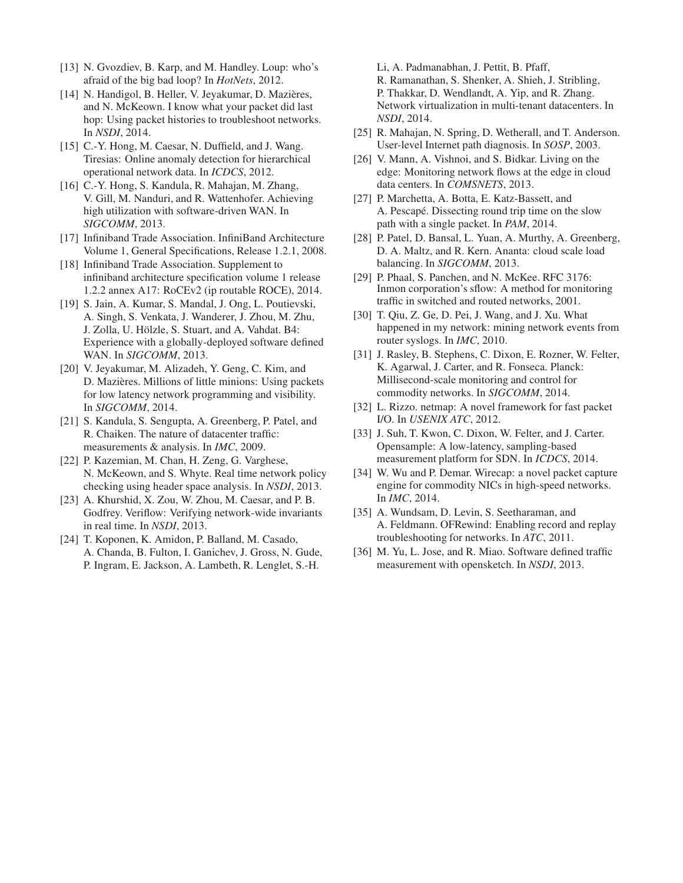[13] N. Gvozdiev, B. Karp, and M. Handley. Loup: who's afraid of the big bad loop? In *HotNets*, 2012.

[14] N. Handigol, B. Heller, V. Jeyakumar, D. Mazières, and N. McKeown. I know what your packet did last hop: Using packet histories to troubleshoot networks. In *NSDI*, 2014.

[15] C.-Y. Hong, M. Caesar, N. Duffield, and J. Wang. Tiresias: Online anomaly detection for hierarchical operational network data. In *ICDCS*, 2012.

[16] C.-Y. Hong, S. Kandula, R. Mahajan, M. Zhang, V. Gill, M. Nanduri, and R. Wattenhofer. Achieving high utilization with software-driven WAN. In *SIGCOMM*, 2013.

[17] Infiniband Trade Association. InfiniBand Architecture Volume 1, General Specifications, Release 1.2.1, 2008.

[18] Infiniband Trade Association. Supplement to infiniband architecture specification volume 1 release 1.2.2 annex A17: RoCEv2 (ip routable ROCE), 2014.

[19] S. Jain, A. Kumar, S. Mandal, J. Ong, L. Poutievski, A. Singh, S. Venkata, J. Wanderer, J. Zhou, M. Zhu, J. Zolla, U. Hölzle, S. Stuart, and A. Vahdat. B4: Experience with a globally-deployed software defined WAN. In *SIGCOMM*, 2013.

[20] V. Jeyakumar, M. Alizadeh, Y. Geng, C. Kim, and D. Mazières. Millions of little minions: Using packets for low latency network programming and visibility. In *SIGCOMM*, 2014.

[21] S. Kandula, S. Sengupta, A. Greenberg, P. Patel, and R. Chaiken. The nature of datacenter traffic: measurements & analysis. In *IMC*, 2009.

[22] P. Kazemian, M. Chan, H. Zeng, G. Varghese, N. McKeown, and S. Whyte. Real time network policy checking using header space analysis. In *NSDI*, 2013.

[23] A. Khurshid, X. Zou, W. Zhou, M. Caesar, and P. B. Godfrey. Veriflow: Verifying network-wide invariants in real time. In *NSDI*, 2013.

[24] T. Koponen, K. Amidon, P. Balland, M. Casado, A. Chanda, B. Fulton, I. Ganichev, J. Gross, N. Gude, P. Ingram, E. Jackson, A. Lambeth, R. Lenglet, S.-H. Li, A. Padmanabhan, J. Pettit, B. Pfaff, R. Ramanathan, S. Shenker, A. Shieh, J. Stribling, P. Thakkar, D. Wendlandt, A. Yip, and R. Zhang. Network virtualization in multi-tenant datacenters. In *NSDI*, 2014.

[25] R. Mahajan, N. Spring, D. Wetherall, and T. Anderson. User-level Internet path diagnosis. In *SOSP*, 2003.

[26] V. Mann, A. Vishnoi, and S. Bidkar. Living on the edge: Monitoring network flows at the edge in cloud data centers. In *COMSNETS*, 2013.

[27] P. Marchetta, A. Botta, E. Katz-Bassett, and A. Pescapé. Dissecting round trip time on the slow path with a single packet. In *PAM*, 2014.

[28] P. Patel, D. Bansal, L. Yuan, A. Murthy, A. Greenberg, D. A. Maltz, and R. Kern. Ananta: cloud scale load balancing. In *SIGCOMM*, 2013.

[29] P. Phaal, S. Panchen, and N. McKee. RFC 3176: Inmon corporation's sflow: A method for monitoring traffic in switched and routed networks, 2001.

[30] T. Qiu, Z. Ge, D. Pei, J. Wang, and J. Xu. What happened in my network: mining network events from router syslogs. In *IMC*, 2010.

[31] J. Rasley, B. Stephens, C. Dixon, E. Rozner, W. Felter, K. Agarwal, J. Carter, and R. Fonseca. Planck: Millisecond-scale monitoring and control for commodity networks. In *SIGCOMM*, 2014.

[32] L. Rizzo. netmap: A novel framework for fast packet I/O. In *USENIX ATC*, 2012.

[33] J. Suh, T. Kwon, C. Dixon, W. Felter, and J. Carter. Opensample: A low-latency, sampling-based measurement platform for SDN. In *ICDCS*, 2014.

[34] W. Wu and P. Demar. Wirecap: a novel packet capture engine for commodity NICs in high-speed networks. In *IMC*, 2014.

[35] A. Wundsam, D. Levin, S. Seetharaman, and A. Feldmann. OFRewind: Enabling record and replay troubleshooting for networks. In *ATC*, 2011.

[36] M. Yu, L. Jose, and R. Miao. Software defined traffic measurement with opensketch. In *NSDI*, 2013.